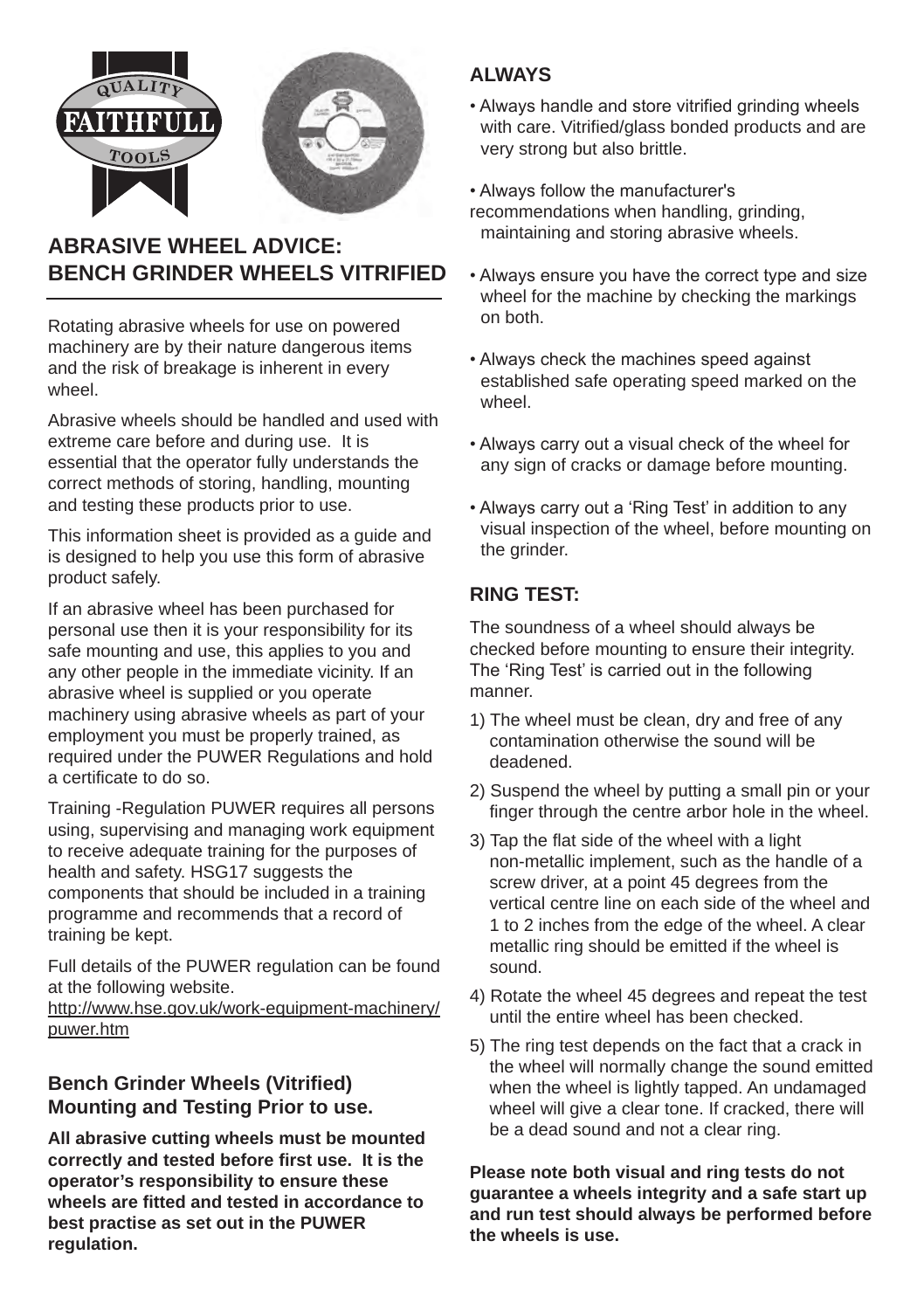# ABRASIVE WHEEL ADVICE: BENCH GRINDER WHEELS VITRIFIED

Rotating abrasive wheels for use on powered machinery are by their nature dangerous items and the risk of breakage is inherent in every wheel.

Abrasive wheels should be handled and used with extreme care before and during use. It is essential that the operator fully understands the correct methods of storing, handling, mounting and testing these products prior to use.

This information sheet is provided as a guide and is designed to help you use this form of abrasive product safely.

If an abrasive wheel has been purchased for personal use then it is your responsibility for its safe mounting and use, this applies to you and any other people in the immediate vicinity. If an abrasive wheel is supplied or you operate machinery using abrasive wheels as part of your employment you must be properly trained, as required under the PUWER Regulations and hold a certificate to do so.

Training -Regulation PUWER requires all persons using, supervising and managing work equipment to receive adequate training for the purposes of health and safety. HSG17 suggests the components that should be included in a training programme and recommends that a record of training be kept.

Full details of the PUWER regulation can be found at the following website.
http://www.hse.gov.uk/work-equipment-machinery/puwer.htm

### Bench Grinder Wheels (Vitrified) Mounting and Testing Prior to use.

**All abrasive cutting wheels must be mounted correctly and tested before first use. It is the operator's responsibility to ensure these wheels are fitted and tested in accordance to best practise as set out in the PUWER regulation.**

## ALWAYS

- Always handle and store vitrified grinding wheels with care. Vitrified/glass bonded products and are very strong but also brittle.
- Always follow the manufacturer's recommendations when handling, grinding, maintaining and storing abrasive wheels.
- Always ensure you have the correct type and size wheel for the machine by checking the markings on both.
- Always check the machines speed against established safe operating speed marked on the wheel.
- Always carry out a visual check of the wheel for any sign of cracks or damage before mounting.
- Always carry out a 'Ring Test' in addition to any visual inspection of the wheel, before mounting on the grinder.

## RING TEST:

The soundness of a wheel should always be checked before mounting to ensure their integrity. The 'Ring Test' is carried out in the following manner.

1) The wheel must be clean, dry and free of any contamination otherwise the sound will be deadened.
2) Suspend the wheel by putting a small pin or your finger through the centre arbor hole in the wheel.
3) Tap the flat side of the wheel with a light non-metallic implement, such as the handle of a screw driver, at a point 45 degrees from the vertical centre line on each side of the wheel and 1 to 2 inches from the edge of the wheel. A clear metallic ring should be emitted if the wheel is sound.
4) Rotate the wheel 45 degrees and repeat the test until the entire wheel has been checked.
5) The ring test depends on the fact that a crack in the wheel will normally change the sound emitted when the wheel is lightly tapped. An undamaged wheel will give a clear tone. If cracked, there will be a dead sound and not a clear ring.

**Please note both visual and ring tests do not guarantee a wheels integrity and a safe start up and run test should always be performed before the wheels is use.**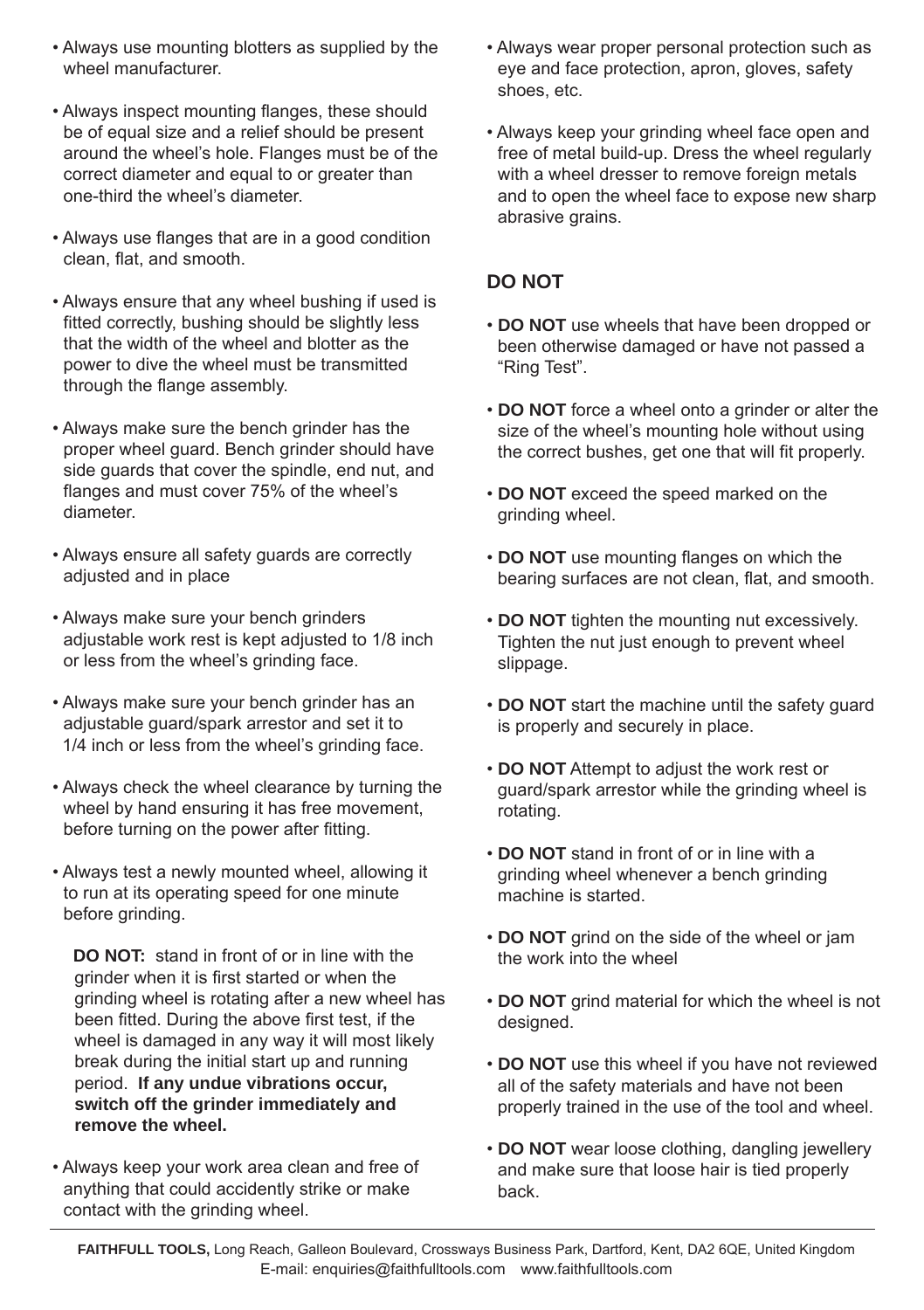- Always use mounting blotters as supplied by the wheel manufacturer.

- Always inspect mounting flanges, these should be of equal size and a relief should be present around the wheel's hole. Flanges must be of the correct diameter and equal to or greater than one-third the wheel's diameter.

- Always use flanges that are in a good condition clean, flat, and smooth.

- Always ensure that any wheel bushing if used is fitted correctly, bushing should be slightly less that the width of the wheel and blotter as the power to dive the wheel must be transmitted through the flange assembly.

- Always make sure the bench grinder has the proper wheel guard. Bench grinder should have side guards that cover the spindle, end nut, and flanges and must cover 75% of the wheel's diameter.

- Always ensure all safety guards are correctly adjusted and in place

- Always make sure your bench grinders adjustable work rest is kept adjusted to 1/8 inch or less from the wheel's grinding face.

- Always make sure your bench grinder has an adjustable guard/spark arrestor and set it to 1/4 inch or less from the wheel's grinding face.

- Always check the wheel clearance by turning the wheel by hand ensuring it has free movement, before turning on the power after fitting.

- Always test a newly mounted wheel, allowing it to run at its operating speed for one minute before grinding.

  **DO NOT:** stand in front of or in line with the grinder when it is first started or when the grinding wheel is rotating after a new wheel has been fitted. During the above first test, if the wheel is damaged in any way it will most likely break during the initial start up and running period. **If any undue vibrations occur, switch off the grinder immediately and remove the wheel.**

- Always keep your work area clean and free of anything that could accidently strike or make contact with the grinding wheel.

- Always wear proper personal protection such as eye and face protection, apron, gloves, safety shoes, etc.

- Always keep your grinding wheel face open and free of metal build-up. Dress the wheel regularly with a wheel dresser to remove foreign metals and to open the wheel face to expose new sharp abrasive grains.

## DO NOT

- **DO NOT** use wheels that have been dropped or been otherwise damaged or have not passed a "Ring Test".

- **DO NOT** force a wheel onto a grinder or alter the size of the wheel's mounting hole without using the correct bushes, get one that will fit properly.

- **DO NOT** exceed the speed marked on the grinding wheel.

- **DO NOT** use mounting flanges on which the bearing surfaces are not clean, flat, and smooth.

- **DO NOT** tighten the mounting nut excessively. Tighten the nut just enough to prevent wheel slippage.

- **DO NOT** start the machine until the safety guard is properly and securely in place.

- **DO NOT** Attempt to adjust the work rest or guard/spark arrestor while the grinding wheel is rotating.

- **DO NOT** stand in front of or in line with a grinding wheel whenever a bench grinding machine is started.

- **DO NOT** grind on the side of the wheel or jam the work into the wheel

- **DO NOT** grind material for which the wheel is not designed.

- **DO NOT** use this wheel if you have not reviewed all of the safety materials and have not been properly trained in the use of the tool and wheel.

- **DO NOT** wear loose clothing, dangling jewellery and make sure that loose hair is tied properly back.

**FAITHFULL TOOLS,** Long Reach, Galleon Boulevard, Crossways Business Park, Dartford, Kent, DA2 6QE, United Kingdom
E-mail: enquiries@faithfulltools.com www.faithfulltools.com